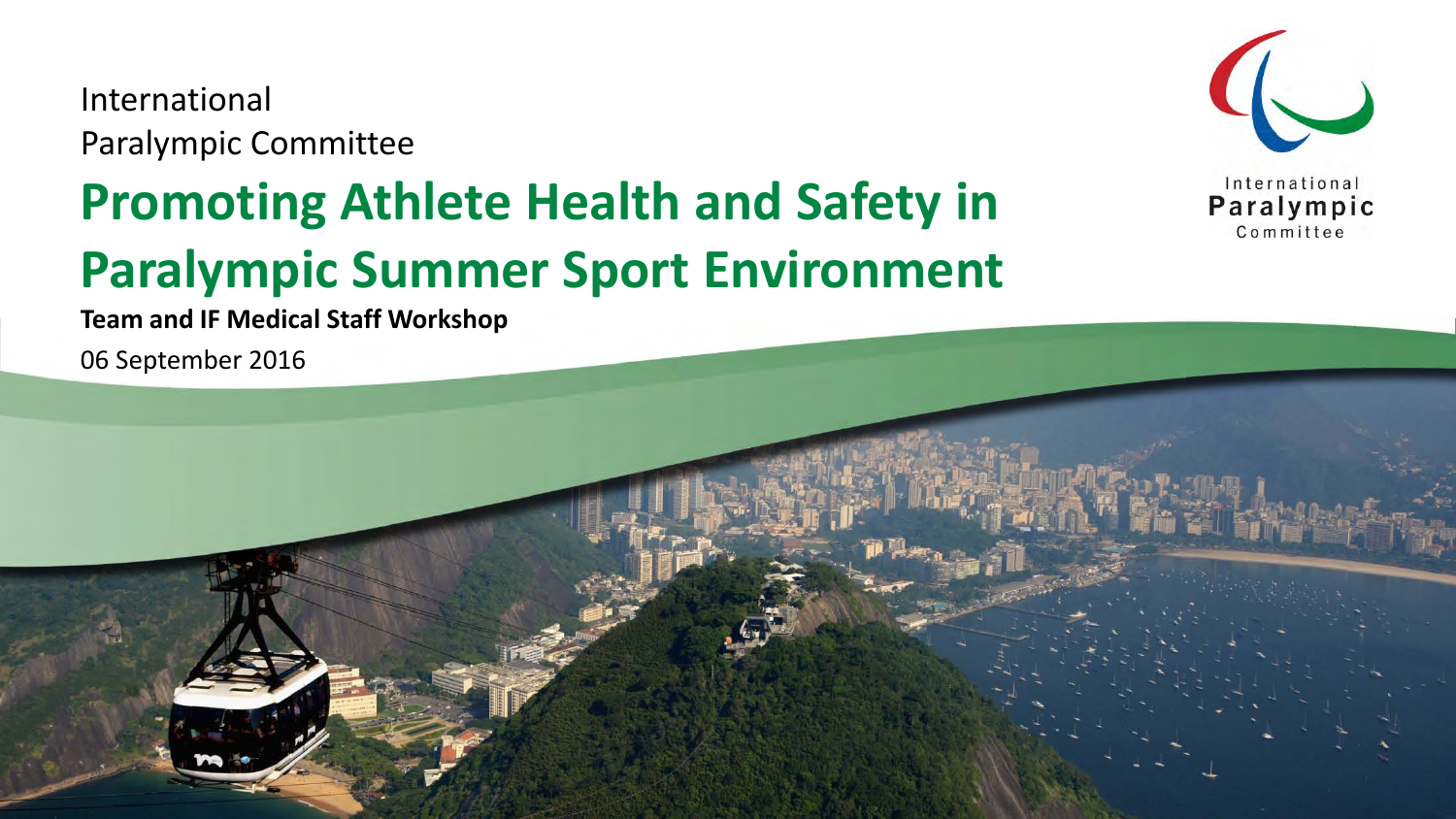International
Paralympic Committee

# Promoting Athlete Health and Safety in Paralympic Summer Sport Environment

**Team and IF Medical Staff Workshop**

06 September 2016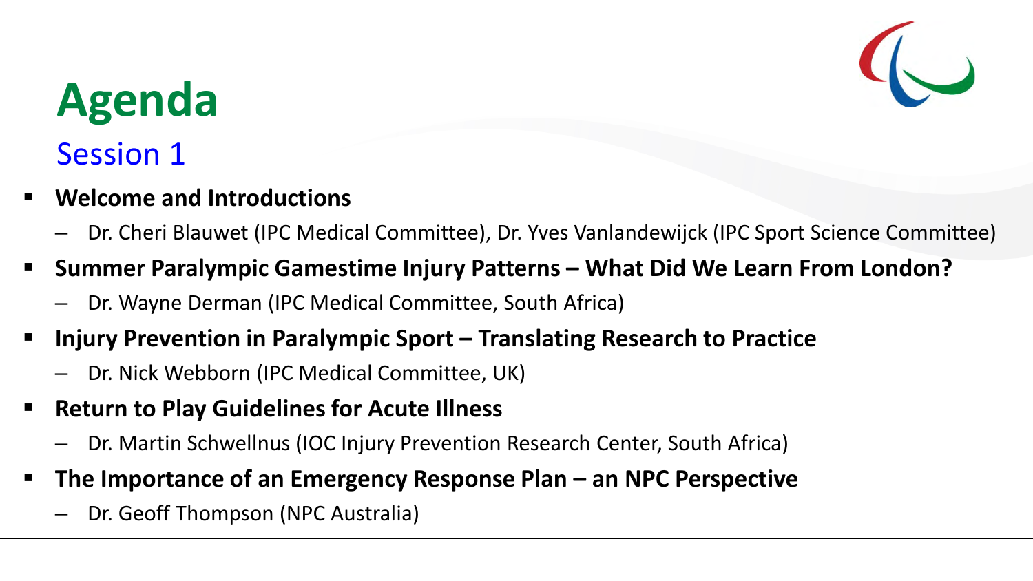# Agenda

## Session 1

- **Welcome and Introductions**
  - Dr. Cheri Blauwet (IPC Medical Committee), Dr. Yves Vanlandewijck (IPC Sport Science Committee)
- **Summer Paralympic Gamestime Injury Patterns – What Did We Learn From London?**
  - Dr. Wayne Derman (IPC Medical Committee, South Africa)
- **Injury Prevention in Paralympic Sport – Translating Research to Practice**
  - Dr. Nick Webborn (IPC Medical Committee, UK)
- **Return to Play Guidelines for Acute Illness**
  - Dr. Martin Schwellnus (IOC Injury Prevention Research Center, South Africa)
- **The Importance of an Emergency Response Plan – an NPC Perspective**
  - Dr. Geoff Thompson (NPC Australia)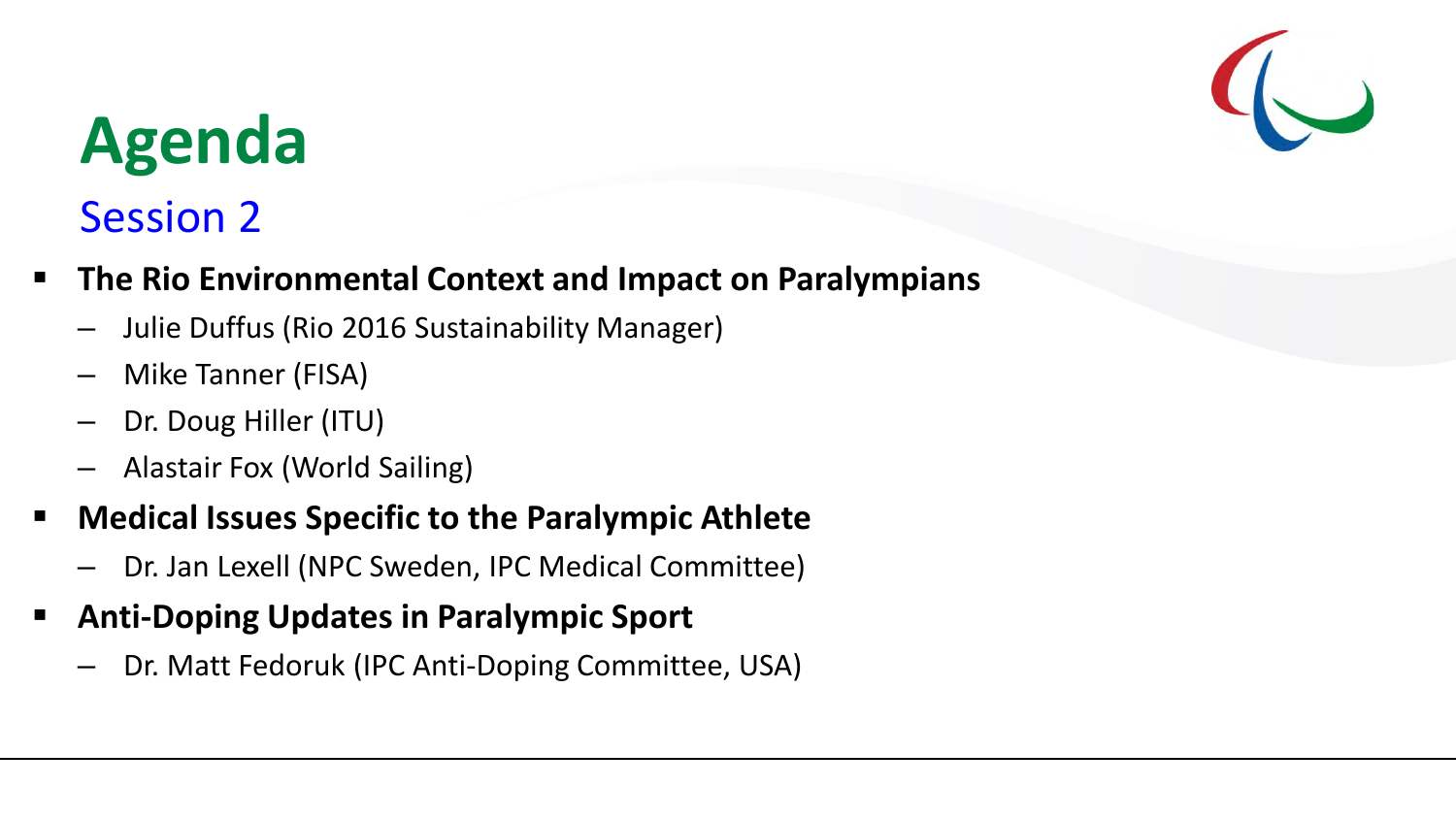# Agenda

## Session 2

- **The Rio Environmental Context and Impact on Paralympians**
  - Julie Duffus (Rio 2016 Sustainability Manager)
  - Mike Tanner (FISA)
  - Dr. Doug Hiller (ITU)
  - Alastair Fox (World Sailing)
- **Medical Issues Specific to the Paralympic Athlete**
  - Dr. Jan Lexell (NPC Sweden, IPC Medical Committee)
- **Anti-Doping Updates in Paralympic Sport**
  - Dr. Matt Fedoruk (IPC Anti-Doping Committee, USA)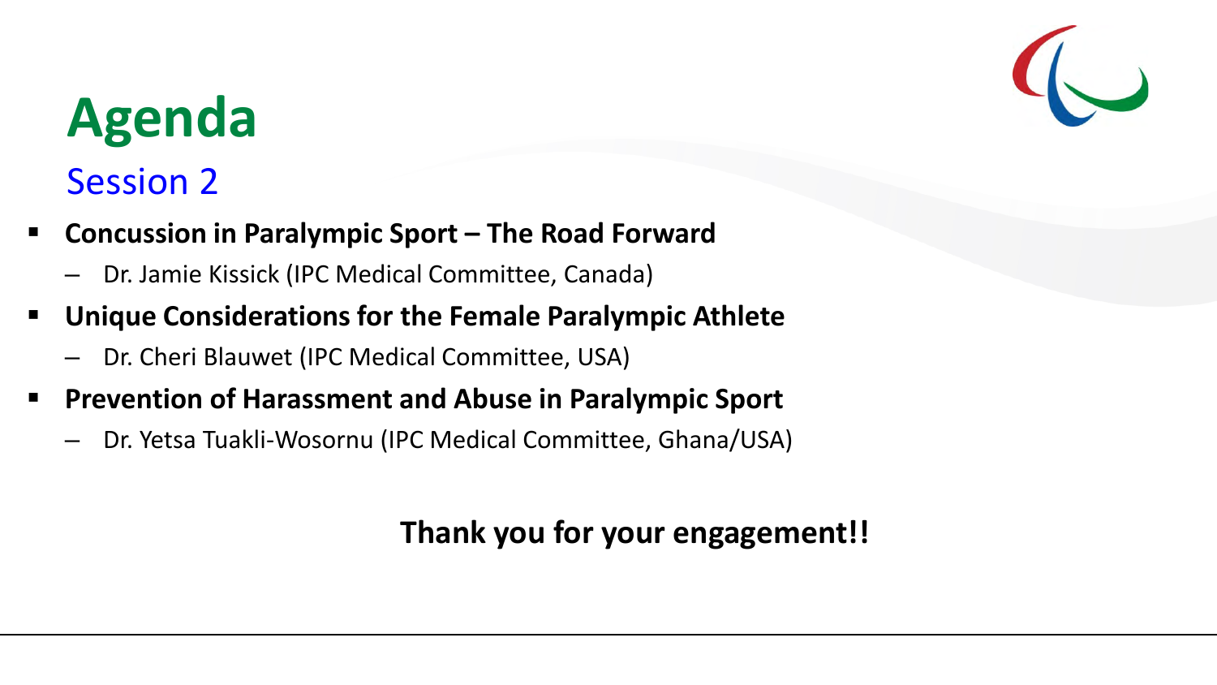# Agenda

## Session 2

- **Concussion in Paralympic Sport – The Road Forward**
  - Dr. Jamie Kissick (IPC Medical Committee, Canada)
- **Unique Considerations for the Female Paralympic Athlete**
  - Dr. Cheri Blauwet (IPC Medical Committee, USA)
- **Prevention of Harassment and Abuse in Paralympic Sport**
  - Dr. Yetsa Tuakli-Wosornu (IPC Medical Committee, Ghana/USA)

**Thank you for your engagement!!**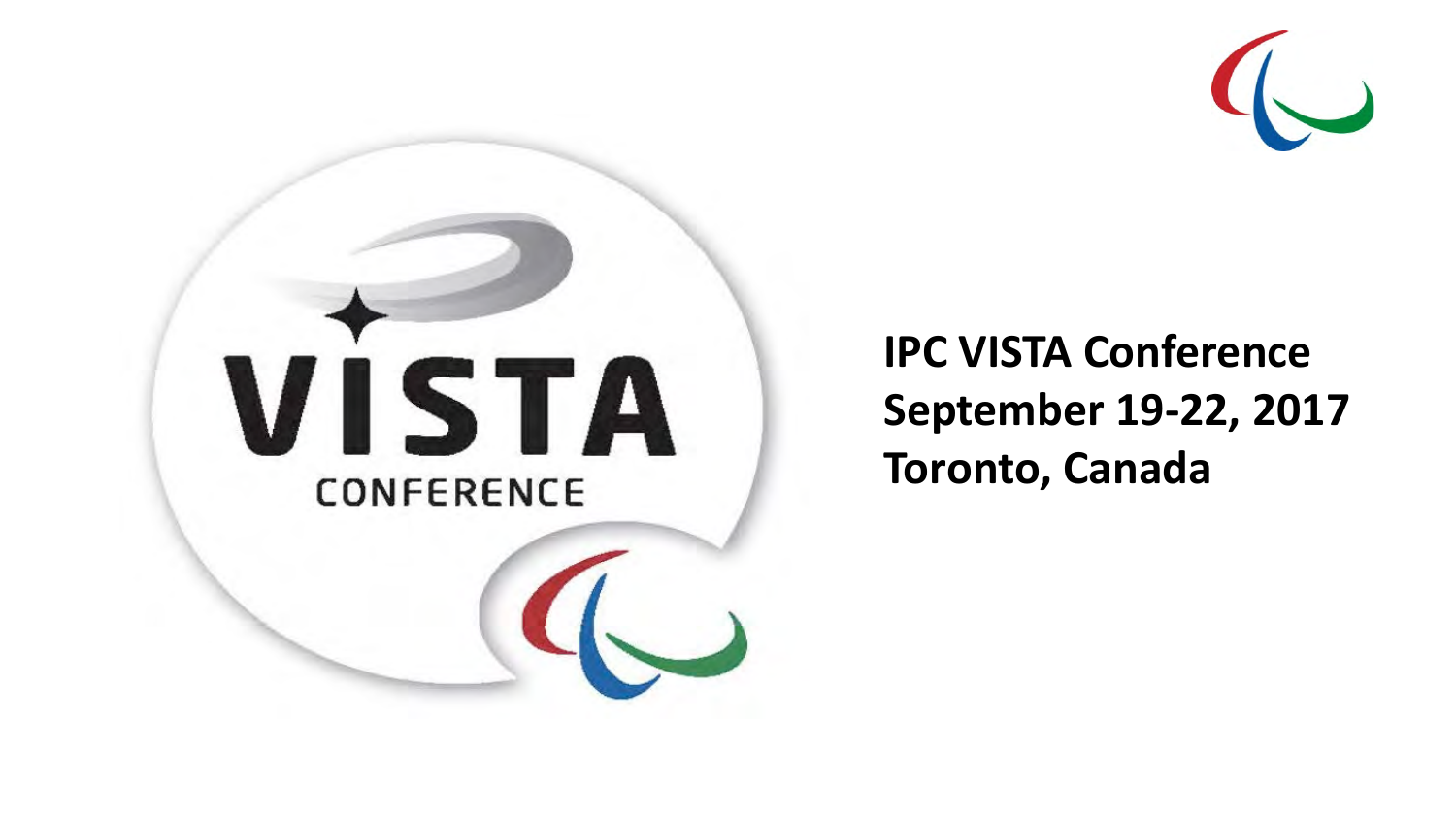**IPC VISTA Conference**
**September 19-22, 2017**
**Toronto, Canada**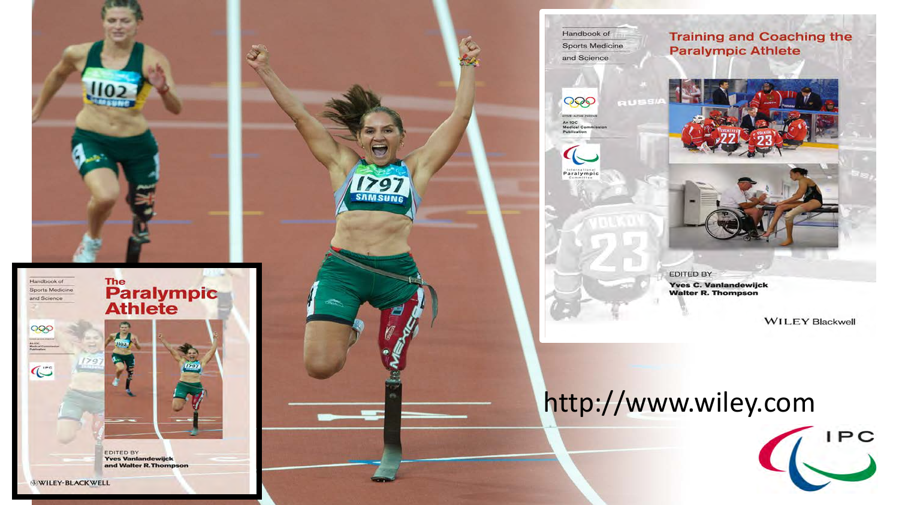Handbook of Sports Medicine and Science

# The Paralympic Athlete

EDITED BY
Yves Vanlandewijck
and Walter R. Thompson

WILEY-BLACKWELL

Handbook of Sports Medicine and Science

# Training and Coaching the Paralympic Athlete

EDITED BY
Yves C. Vanlandewijck
Walter R. Thompson

WILEY Blackwell

http://www.wiley.com

IPC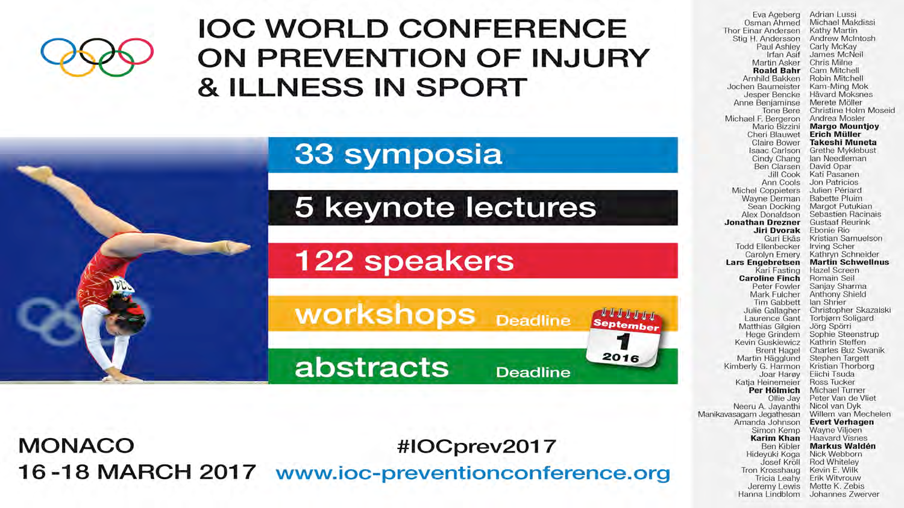# IOC WORLD CONFERENCE ON PREVENTION OF INJURY & ILLNESS IN SPORT

33 symposia

5 keynote lectures

122 speakers

workshops Deadline

abstracts Deadline

September 1 2016

MONACO
16 - 18 MARCH 2017

#IOCprev2017

www.ioc-preventionconference.org

Eva Ageberg
Osman Ahmed
Thor Einar Andersen
Stig H. Andersson
Paul Ashley
Irfan Asif
Martin Asker
**Roald Bahr**
Arnhild Bakken
Jochen Baumeister
Jesper Bencke
Anne Benjaminse
Tone Bere
Michael F. Bergeron
Mario Bizzini
Cheri Blauwet
Claire Bower
Isaac Carlson
Cindy Chang
Ben Clarsen
Jill Cook
Ann Cools
Michel Coppieters
Wayne Derman
Sean Docking
Alex Donaldson
**Jonathan Drezner**
**Jiri Dvorak**
Guri Ekås
Todd Ellenbecker
Carolyn Emery
**Lars Engebretsen**
Kari Fasting
**Caroline Finch**
Peter Fowler
Mark Fulcher
Tim Gabbett
Julie Gallagher
Laurence Gant
Matthias Gilgien
Hege Grindem
Kevin Guskiewicz
Brent Hagel
Martin Hägglund
Kimberly G. Harmon
Joar Harøy
Katja Heinemeier
**Per Hölmich**
Ollie Jay
Neeru A. Jayanthi
Manikavasagam Jegathesan
Amanda Johnson
Simon Kemp
**Karim Khan**
Ben Kibler
Hideyuki Koga
Josef Kröll
Tron Krosshaug
Tricia Leahy
Jeremy Lewis
Hanna Lindblom
Adrian Lussi
Michael Makdissi
Kathy Martin
Andrew McIntosh
Carly McKay
James McNeil
Chris Milne
Cam Mitchell
Robin Mitchell
Kam-Ming Mok
Håvard Moksnes
Merete Möller
Christine Holm Moseid
Andrea Mosler
**Margo Mountjoy**
**Erich Müller**
**Takeshi Muneta**
Grethe Myklebust
Ian Needleman
David Opar
Kati Pasanen
Jon Patricios
Julien Périard
Babette Pluim
Margot Putukian
Sebastien Racinais
Gustaaf Reurink
Ebonie Rio
Kristian Samuelson
Irving Scher
Kathryn Schneider
**Martin Schwellnus**
Hazel Screen
Romain Seil
Sanjay Sharma
Anthony Shield
Ian Shrier
Christopher Skazalski
Torbjørn Soligard
Jörg Spörri
Sophie Steenstrup
Kathrin Steffen
Charles Buz Swanik
Stephen Targett
Kristian Thorborg
Eiichi Tsuda
Ross Tucker
Michael Turner
Peter Van de Vliet
Nicol van Dyk
Willem van Mechelen
**Evert Verhagen**
Wayne Viljoen
Haavard Visnes
**Markus Waldén**
Nick Webborn
Rod Whiteley
Kevin E. Wilk
Erik Witvrouw
Mette K. Zebis
Johannes Zwerver